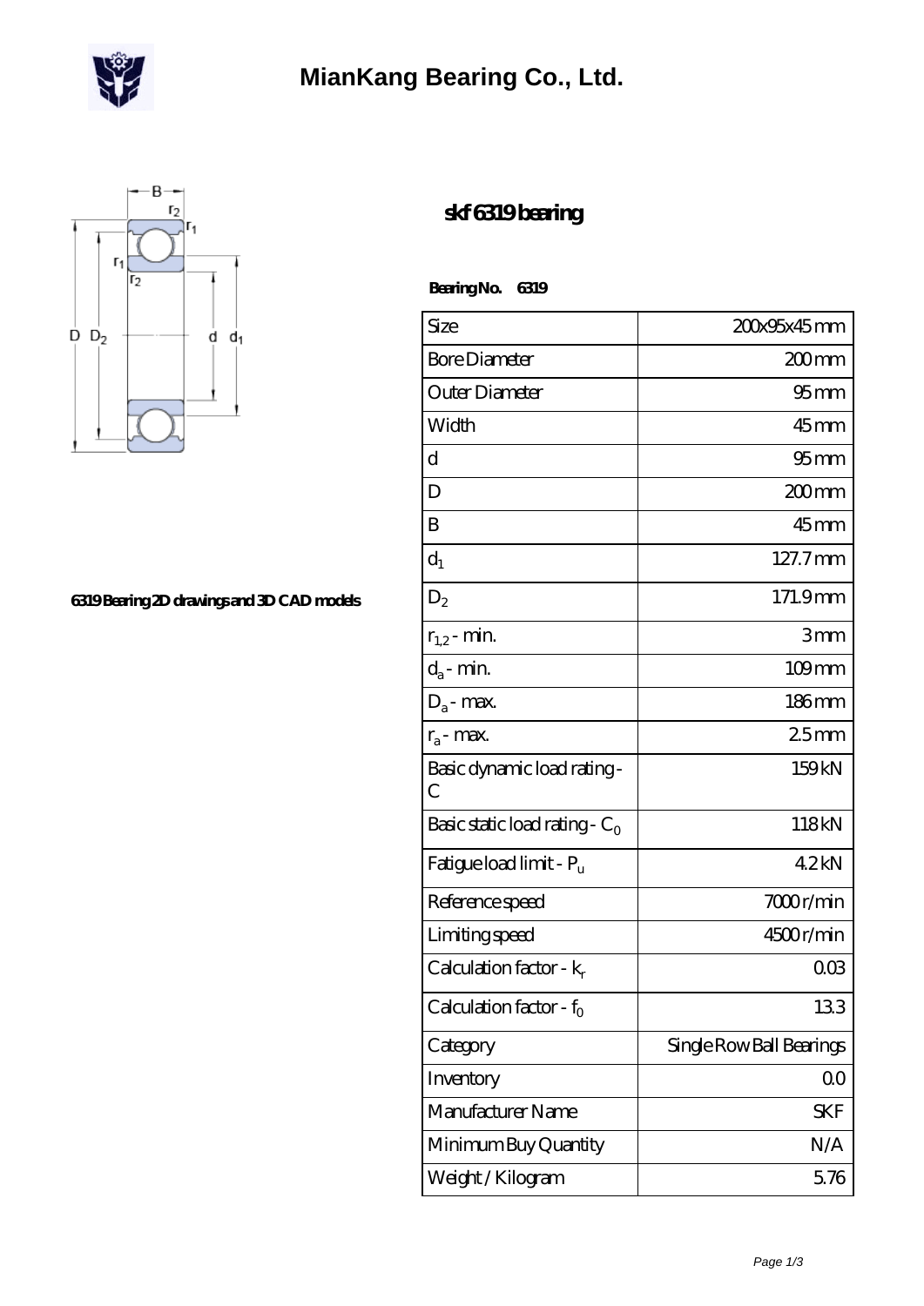# MianKang Bearing Co., Ltd.

## skf 6319 bearing

**Bearing No. 6319**

| Size | 200x95x45 mm |
| --- | --- |
| Bore Diameter | 200 mm |
| Outer Diameter | 95 mm |
| Width | 45 mm |
| d | 95 mm |
| D | 200 mm |
| B | 45 mm |
| $d_1$ | 127.7 mm |
| $D_2$ | 171.9 mm |
| $r_{1,2}$ - min. | 3 mm |
| $d_a$ - min. | 109 mm |
| $D_a$ - max. | 186 mm |
| $r_a$ - max. | 2.5 mm |
| Basic dynamic load rating - C | 159 kN |
| Basic static load rating - $C_0$ | 118 kN |
| Fatigue load limit - $P_u$ | 4.2 kN |
| Reference speed | 7000 r/min |
| Limiting speed | 4500 r/min |
| Calculation factor - $k_r$ | 0.03 |
| Calculation factor - $f_0$ | 13.3 |
| Category | Single Row Ball Bearings |
| Inventory | 0.0 |
| Manufacturer Name | SKF |
| Minimum Buy Quantity | N/A |
| Weight / Kilogram | 5.76 |

**6319 Bearing 2D drawings and 3D CAD models**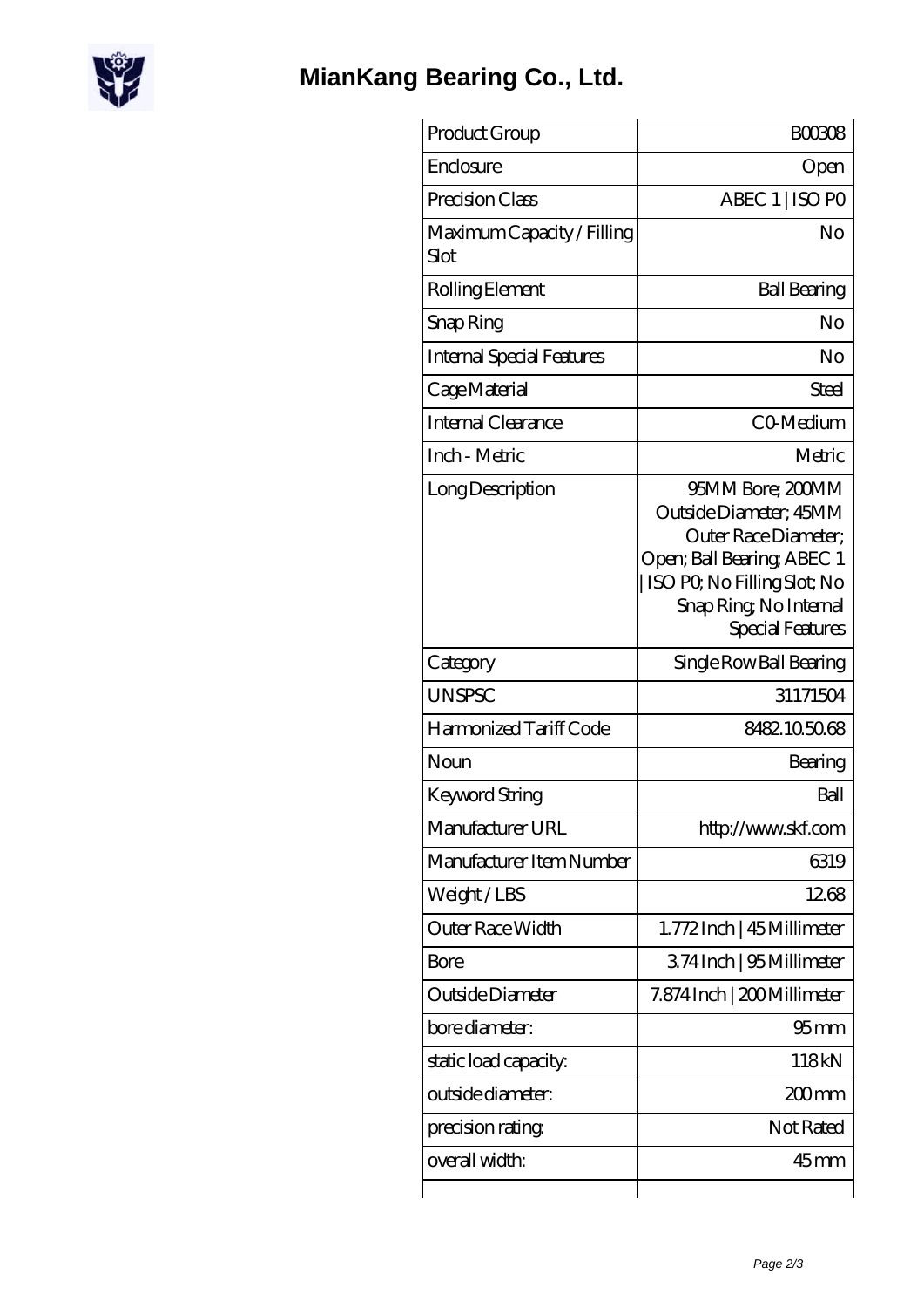# MianKang Bearing Co., Ltd.

| Product Group | B00308 |
|---|---|
| Enclosure | Open |
| Precision Class | ABEC 1 \| ISO P0 |
| Maximum Capacity / Filling Slot | No |
| Rolling Element | Ball Bearing |
| Snap Ring | No |
| Internal Special Features | No |
| Cage Material | Steel |
| Internal Clearance | C0-Medium |
| Inch - Metric | Metric |
| Long Description | 95MM Bore; 200MM Outside Diameter; 45MM Outer Race Diameter; Open; Ball Bearing; ABEC 1 \| ISO P0; No Filling Slot; No Snap Ring; No Internal Special Features |
| Category | Single Row Ball Bearing |
| UNSPSC | 31171504 |
| Harmonized Tariff Code | 8482.10.50.68 |
| Noun | Bearing |
| Keyword String | Ball |
| Manufacturer URL | http://www.skf.com |
| Manufacturer Item Number | 6319 |
| Weight / LBS | 12.68 |
| Outer Race Width | 1.772 Inch \| 45 Millimeter |
| Bore | 3.74 Inch \| 95 Millimeter |
| Outside Diameter | 7.874 Inch \| 200 Millimeter |
| bore diameter: | 95 mm |
| static load capacity: | 118 kN |
| outside diameter: | 200 mm |
| precision rating: | Not Rated |
| overall width: | 45 mm |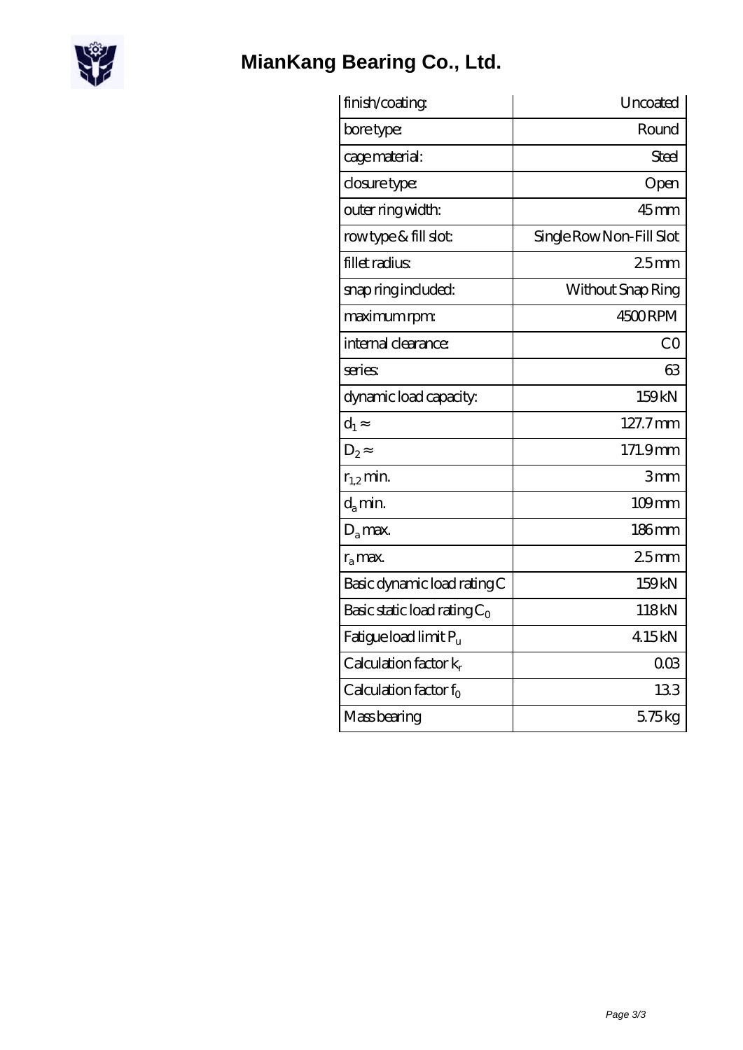# MianKang Bearing Co., Ltd.

| | |
|---|---|
| finish/coating: | Uncoated |
| bore type: | Round |
| cage material: | Steel |
| closure type: | Open |
| outer ring width: | 45 mm |
| row type & fill slot: | Single Row Non-Fill Slot |
| fillet radius: | 2.5 mm |
| snap ring included: | Without Snap Ring |
| maximum rpm: | 4500 RPM |
| internal clearance: | C0 |
| series: | 63 |
| dynamic load capacity: | 159 kN |
| $d_1 \approx$ | 127.7 mm |
| $D_2 \approx$ | 171.9 mm |
| $r_{1,2}$ min. | 3 mm |
| $d_a$ min. | 109 mm |
| $D_a$ max. | 186 mm |
| $r_a$ max. | 2.5 mm |
| Basic dynamic load rating C | 159 kN |
| Basic static load rating $C_0$ | 118 kN |
| Fatigue load limit $P_u$ | 4.15 kN |
| Calculation factor $k_r$ | 0.03 |
| Calculation factor $f_0$ | 13.3 |
| Mass bearing | 5.75 kg |